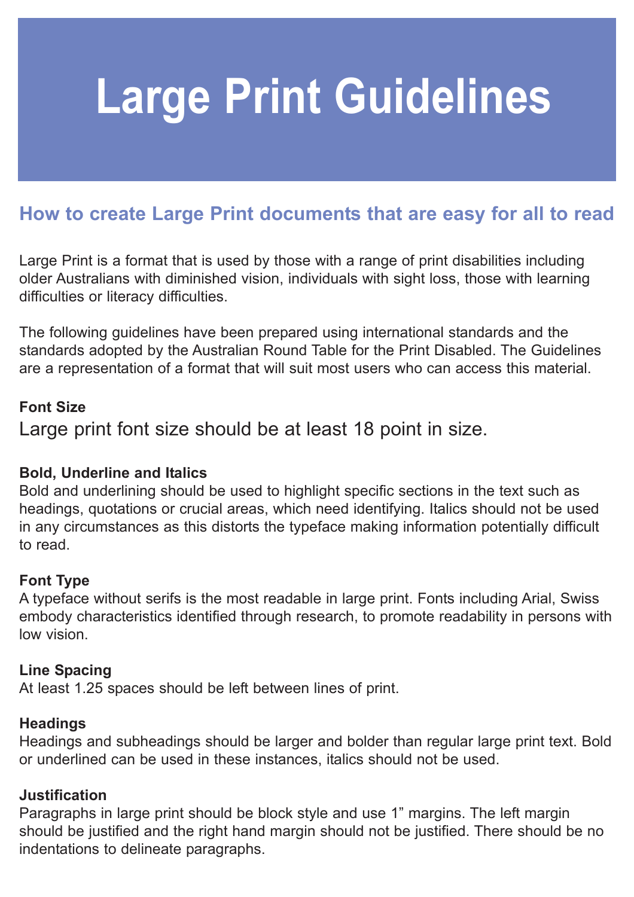# Large Print Guidelines

## How to create Large Print documents that are easy for all to read

Large Print is a format that is used by those with a range of print disabilities including older Australians with diminished vision, individuals with sight loss, those with learning difficulties or literacy difficulties.

The following guidelines have been prepared using international standards and the standards adopted by the Australian Round Table for the Print Disabled. The Guidelines are a representation of a format that will suit most users who can access this material.

### Font Size

Large print font size should be at least 18 point in size.

### Bold, Underline and Italics

Bold and underlining should be used to highlight specific sections in the text such as headings, quotations or crucial areas, which need identifying. Italics should not be used in any circumstances as this distorts the typeface making information potentially difficult to read.

### Font Type

A typeface without serifs is the most readable in large print. Fonts including Arial, Swiss embody characteristics identified through research, to promote readability in persons with low vision.

### Line Spacing

At least 1.25 spaces should be left between lines of print.

### Headings

Headings and subheadings should be larger and bolder than regular large print text. Bold or underlined can be used in these instances, italics should not be used.

### Justification

Paragraphs in large print should be block style and use 1" margins. The left margin should be justified and the right hand margin should not be justified. There should be no indentations to delineate paragraphs.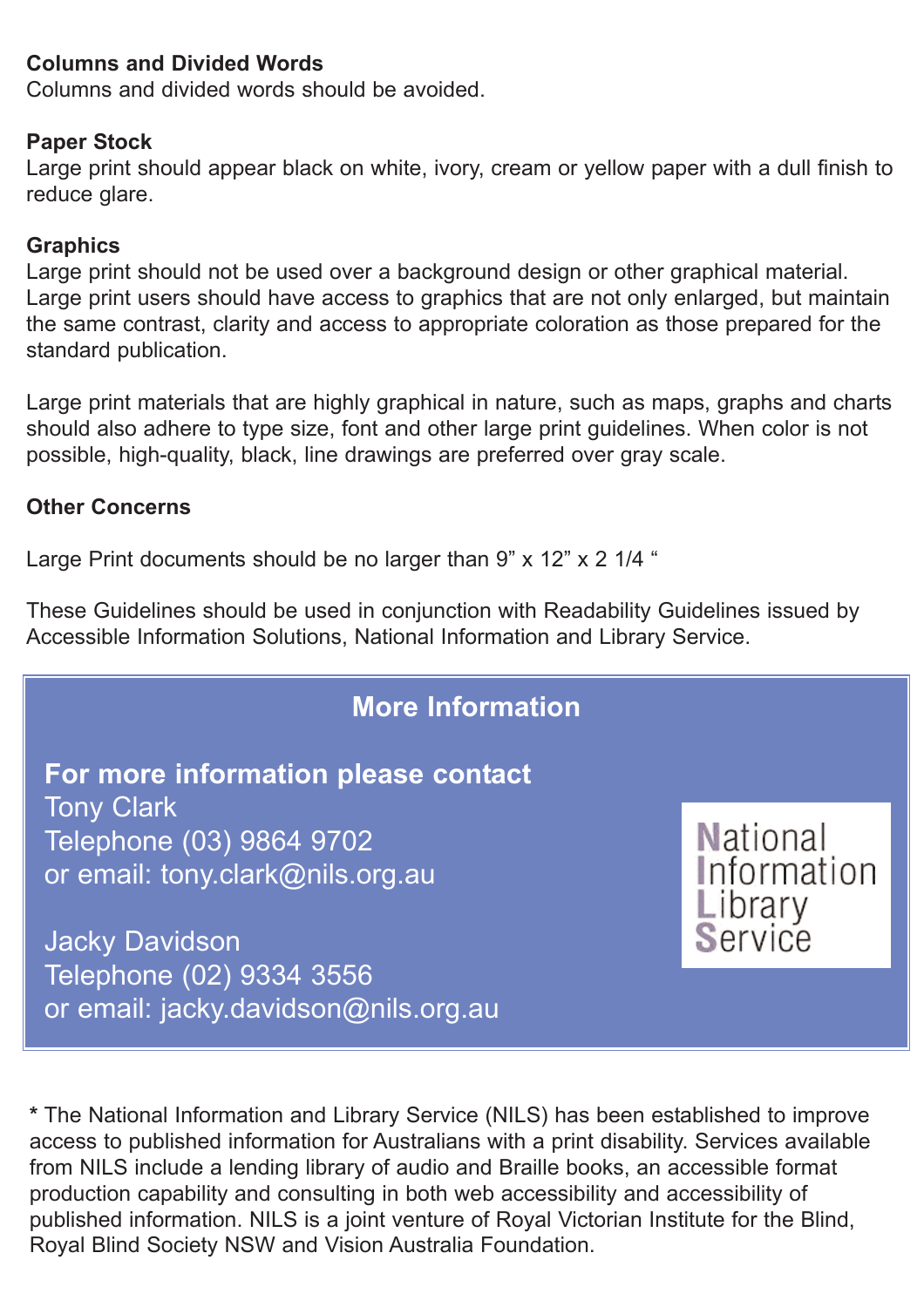**Columns and Divided Words**
Columns and divided words should be avoided.

**Paper Stock**
Large print should appear black on white, ivory, cream or yellow paper with a dull finish to reduce glare.

**Graphics**
Large print should not be used over a background design or other graphical material. Large print users should have access to graphics that are not only enlarged, but maintain the same contrast, clarity and access to appropriate coloration as those prepared for the standard publication.

Large print materials that are highly graphical in nature, such as maps, graphs and charts should also adhere to type size, font and other large print guidelines. When color is not possible, high-quality, black, line drawings are preferred over gray scale.

**Other Concerns**

Large Print documents should be no larger than 9” x 12” x 2 1/4 “

These Guidelines should be used in conjunction with Readability Guidelines issued by Accessible Information Solutions, National Information and Library Service.

## More Information

**For more information please contact**
Tony Clark
Telephone (03) 9864 9702
or email: tony.clark@nils.org.au

Jacky Davidson
Telephone (02) 9334 3556
or email: jacky.davidson@nils.org.au

National
Information
Library
Service

**\*** The National Information and Library Service (NILS) has been established to improve access to published information for Australians with a print disability. Services available from NILS include a lending library of audio and Braille books, an accessible format production capability and consulting in both web accessibility and accessibility of published information. NILS is a joint venture of Royal Victorian Institute for the Blind, Royal Blind Society NSW and Vision Australia Foundation.